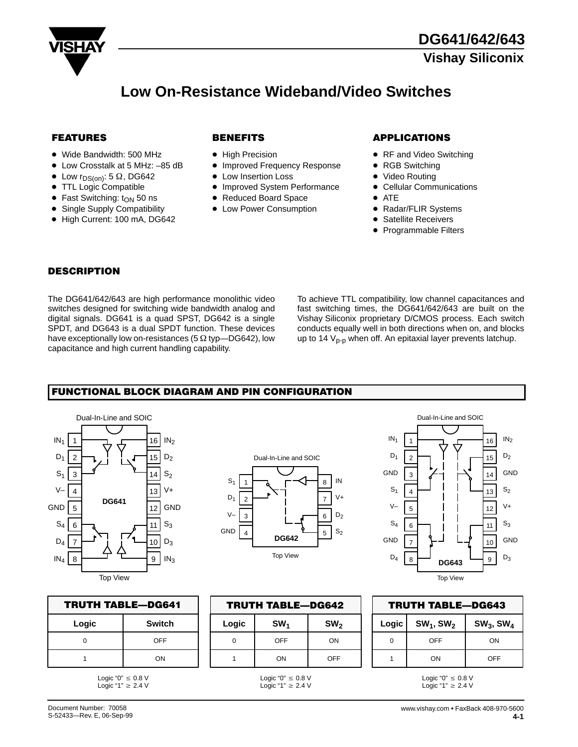# DG641/642/643

## Vishay Siliconix

# Low On-Resistance Wideband/Video Switches

## FEATURES

- Wide Bandwidth: 500 MHz
- Low Crosstalk at 5 MHz: –85 dB
- Low $r_{DS(on)}$: 5 Ω, DG642
- TTL Logic Compatible
- Fast Switching: $t_{ON}$ 50 ns
- Single Supply Compatibility
- High Current: 100 mA, DG642

## BENEFITS

- High Precision
- Improved Frequency Response
- Low Insertion Loss
- Improved System Performance
- Reduced Board Space
- Low Power Consumption

## APPLICATIONS

- RF and Video Switching
- RGB Switching
- Video Routing
- Cellular Communications
- ATE
- Radar/FLIR Systems
- Satellite Receivers
- Programmable Filters

## DESCRIPTION

The DG641/642/643 are high performance monolithic video switches designed for switching wide bandwidth analog and digital signals. DG641 is a quad SPST, DG642 is a single SPDT, and DG643 is a dual SPDT function. These devices have exceptionally low on-resistances (5 Ω typ—DG642), low capacitance and high current handling capability.

To achieve TTL compatibility, low channel capacitances and fast switching times, the DG641/642/643 are built on the Vishay Siliconix proprietary D/CMOS process. Each switch conducts equally well in both directions when on, and blocks up to 14 $V_{p\text{-}p}$ when off. An epitaxial layer prevents latchup.

## FUNCTIONAL BLOCK DIAGRAM AND PIN CONFIGURATION

Dual-In-Line and SOIC

| Pin | DG641 | Pin | DG641 |
|---|---|---|---|
| 1 | $IN_1$ | 16 | $IN_2$ |
| 2 | $D_1$ | 15 | $D_2$ |
| 3 | $S_1$ | 14 | $S_2$ |
| 4 | V– | 13 | V+ |
| 5 | GND | 12 | GND |
| 6 | $S_4$ | 11 | $S_3$ |
| 7 | $D_4$ | 10 | $D_3$ |
| 8 | $IN_4$ | 9 | $IN_3$ |

Top View

Dual-In-Line and SOIC

| Pin | DG642 | Pin | DG642 |
|---|---|---|---|
| 1 | $S_1$ | 8 | IN |
| 2 | $D_1$ | 7 | V+ |
| 3 | V– | 6 | $D_2$ |
| 4 | GND | 5 | $S_2$ |

Top View

Dual-In-Line and SOIC

| Pin | DG643 | Pin | DG643 |
|---|---|---|---|
| 1 | $IN_1$ | 16 | $IN_2$ |
| 2 | $D_1$ | 15 | $D_2$ |
| 3 | GND | 14 | GND |
| 4 | $S_1$ | 13 | $S_2$ |
| 5 | V– | 12 | V+ |
| 6 | $S_4$ | 11 | $S_3$ |
| 7 | GND | 10 | GND |
| 8 | $D_4$ | 9 | $D_3$ |

Top View

| TRUTH TABLE—DG641 | |
|---|---|
| **Logic** | **Switch** |
| 0 | OFF |
| 1 | ON |

Logic "0" ≤ 0.8 V
Logic "1" ≥ 2.4 V

| TRUTH TABLE—DG642 | | |
|---|---|---|
| **Logic** | **$SW_1$** | **$SW_2$** |
| 0 | OFF | ON |
| 1 | ON | OFF |

Logic "0" ≤ 0.8 V
Logic "1" ≥ 2.4 V

| TRUTH TABLE—DG643 | | |
|---|---|---|
| **Logic** | **$SW_1$, $SW_2$** | **$SW_3$, $SW_4$** |
| 0 | OFF | ON |
| 1 | ON | OFF |

Logic "0" ≤ 0.8 V
Logic "1" ≥ 2.4 V

Document Number: 70058
S-52433—Rev. E, 06-Sep-99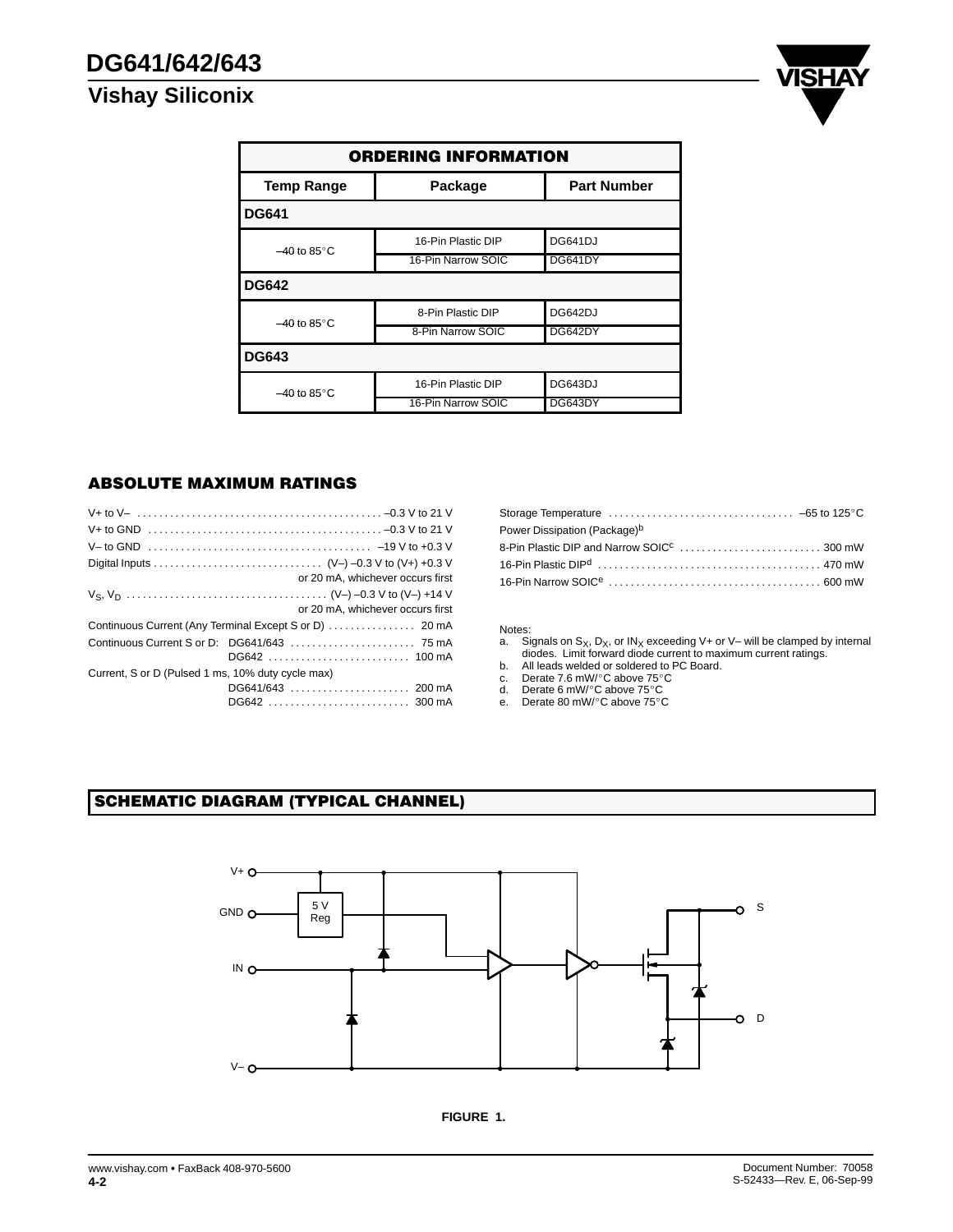## ORDERING INFORMATION

| Temp Range | Package | Part Number |
|---|---|---|
| **DG641** | | |
| –40 to 85°C | 16-Pin Plastic DIP | DG641DJ |
| | 16-Pin Narrow SOIC | DG641DY |
| **DG642** | | |
| –40 to 85°C | 8-Pin Plastic DIP | DG642DJ |
| | 8-Pin Narrow SOIC | DG642DY |
| **DG643** | | |
| –40 to 85°C | 16-Pin Plastic DIP | DG643DJ |
| | 16-Pin Narrow SOIC | DG643DY |

## ABSOLUTE MAXIMUM RATINGS

V+ to V– . . . . . . . . . . –0.3 V to 21 V

V+ to GND . . . . . . . . . . –0.3 V to 21 V

V– to GND . . . . . . . . . . –19 V to +0.3 V

Digital Inputs . . . . . . . . . . (V–) –0.3 V to (V+) +0.3 V or 20 mA, whichever occurs first

$V_S$, $V_D$ . . . . . . . . . . (V–) –0.3 V to (V–) +14 V or 20 mA, whichever occurs first

Continuous Current (Any Terminal Except S or D) . . . . . . . . . . 20 mA

Continuous Current S or D: DG641/643 . . . . . . . . . . 75 mA
DG642 . . . . . . . . . . 100 mA

Current, S or D (Pulsed 1 ms, 10% duty cycle max)
DG641/643 . . . . . . . . . . 200 mA
DG642 . . . . . . . . . . 300 mA

Storage Temperature . . . . . . . . . . –65 to 125°C

Power Dissipation (Package)[b]

8-Pin Plastic DIP and Narrow SOIC[c] . . . . . . . . . . 300 mW

16-Pin Plastic DIP[d] . . . . . . . . . . 470 mW

16-Pin Narrow SOIC[e] . . . . . . . . . . 600 mW

Notes:
a. Signals on $S_X$, $D_X$, or $IN_X$ exceeding V+ or V– will be clamped by internal diodes. Limit forward diode current to maximum current ratings.
b. All leads welded or soldered to PC Board.
c. Derate 7.6 mW/°C above 75°C
d. Derate 6 mW/°C above 75°C
e. Derate 80 mW/°C above 75°C

## SCHEMATIC DIAGRAM (TYPICAL CHANNEL)

FIGURE 1.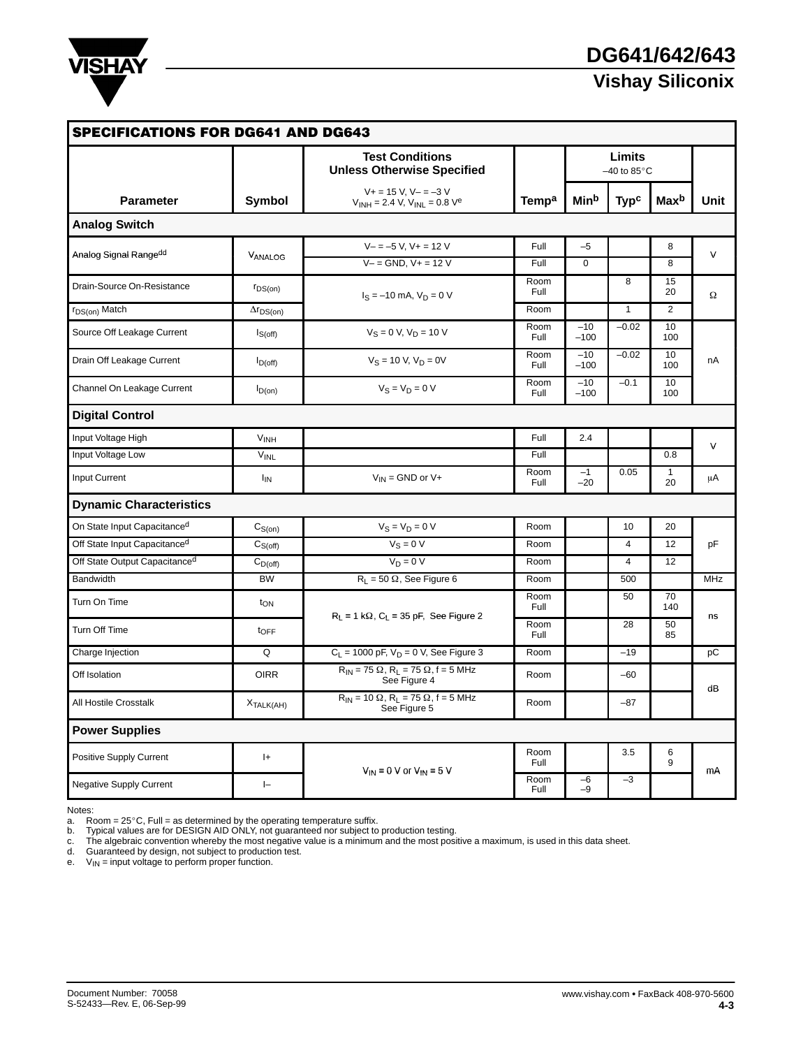## SPECIFICATIONS FOR DG641 AND DG643

| Parameter | Symbol | Test Conditions Unless Otherwise Specified<br>V+ = 15 V, V– = –3 V<br>$V_{INH}$ = 2.4 V, $V_{INL}$ = 0.8 V[e] | Temp[a] | Limits –40 to 85°C Min[b] | Typ[c] | Max[b] | Unit |
|---|---|---|---|---|---|---|---|
| **Analog Switch** | | | | | | | |
| Analog Signal Range[dd] | $V_{ANALOG}$ | V– = –5 V, V+ = 12 V | Full | –5 | | 8 | V |
| | | V– = GND, V+ = 12 V | Full | 0 | | 8 | |
| Drain-Source On-Resistance | $r_{DS(on)}$ | $I_S$ = –10 mA, $V_D$ = 0 V | Room<br>Full | | 8 | 15<br>20 | Ω |
| $r_{DS(on)}$ Match | $\Delta r_{DS(on)}$ | | Room | | 1 | 2 | |
| Source Off Leakage Current | $I_{S(off)}$ | $V_S$ = 0 V, $V_D$ = 10 V | Room<br>Full | –10<br>–100 | –0.02 | 10<br>100 | nA |
| Drain Off Leakage Current | $I_{D(off)}$ | $V_S$ = 10 V, $V_D$ = 0V | Room<br>Full | –10<br>–100 | –0.02 | 10<br>100 | |
| Channel On Leakage Current | $I_{D(on)}$ | $V_S$ = $V_D$ = 0 V | Room<br>Full | –10<br>–100 | –0.1 | 10<br>100 | |
| **Digital Control** | | | | | | | |
| Input Voltage High | $V_{INH}$ | | Full | 2.4 | | | V |
| Input Voltage Low | $V_{INL}$ | | Full | | | 0.8 | |
| Input Current | $I_{IN}$ | $V_{IN}$ = GND or V+ | Room<br>Full | –1<br>–20 | 0.05 | 1<br>20 | μA |
| **Dynamic Characteristics** | | | | | | | |
| On State Input Capacitance[d] | $C_{S(on)}$ | $V_S$ = $V_D$ = 0 V | Room | | 10 | 20 | pF |
| Off State Input Capacitance[d] | $C_{S(off)}$ | $V_S$ = 0 V | Room | | 4 | 12 | |
| Off State Output Capacitance[d] | $C_{D(off)}$ | $V_D$ = 0 V | Room | | 4 | 12 | |
| Bandwidth | BW | $R_L$ = 50 Ω, See Figure 6 | Room | | 500 | | MHz |
| Turn On Time | $t_{ON}$ | $R_L$ = 1 kΩ, $C_L$ = 35 pF, See Figure 2 | Room<br>Full | | 50 | 70<br>140 | ns |
| Turn Off Time | $t_{OFF}$ | | Room<br>Full | | 28 | 50<br>85 | |
| Charge Injection | Q | $C_L$ = 1000 pF, $V_D$ = 0 V, See Figure 3 | Room | | –19 | | pC |
| Off Isolation | OIRR | $R_{IN}$ = 75 Ω, $R_L$ = 75 Ω, f = 5 MHz See Figure 4 | Room | | –60 | | dB |
| All Hostile Crosstalk | $X_{TALK(AH)}$ | $R_{IN}$ = 10 Ω, $R_L$ = 75 Ω, f = 5 MHz See Figure 5 | Room | | –87 | | |
| **Power Supplies** | | | | | | | |
| Positive Supply Current | I+ | $V_{IN}$ = 0 V or $V_{IN}$ = 5 V | Room<br>Full | | 3.5 | 6<br>9 | mA |
| Negative Supply Current | I– | | Room<br>Full | –6<br>–9 | –3 | | |

Notes:
a. Room = 25°C, Full = as determined by the operating temperature suffix.
b. Typical values are for DESIGN AID ONLY, not guaranteed nor subject to production testing.
c. The algebraic convention whereby the most negative value is a minimum and the most positive a maximum, is used in this data sheet.
d. Guaranteed by design, not subject to production test.
e. $V_{IN}$ = input voltage to perform proper function.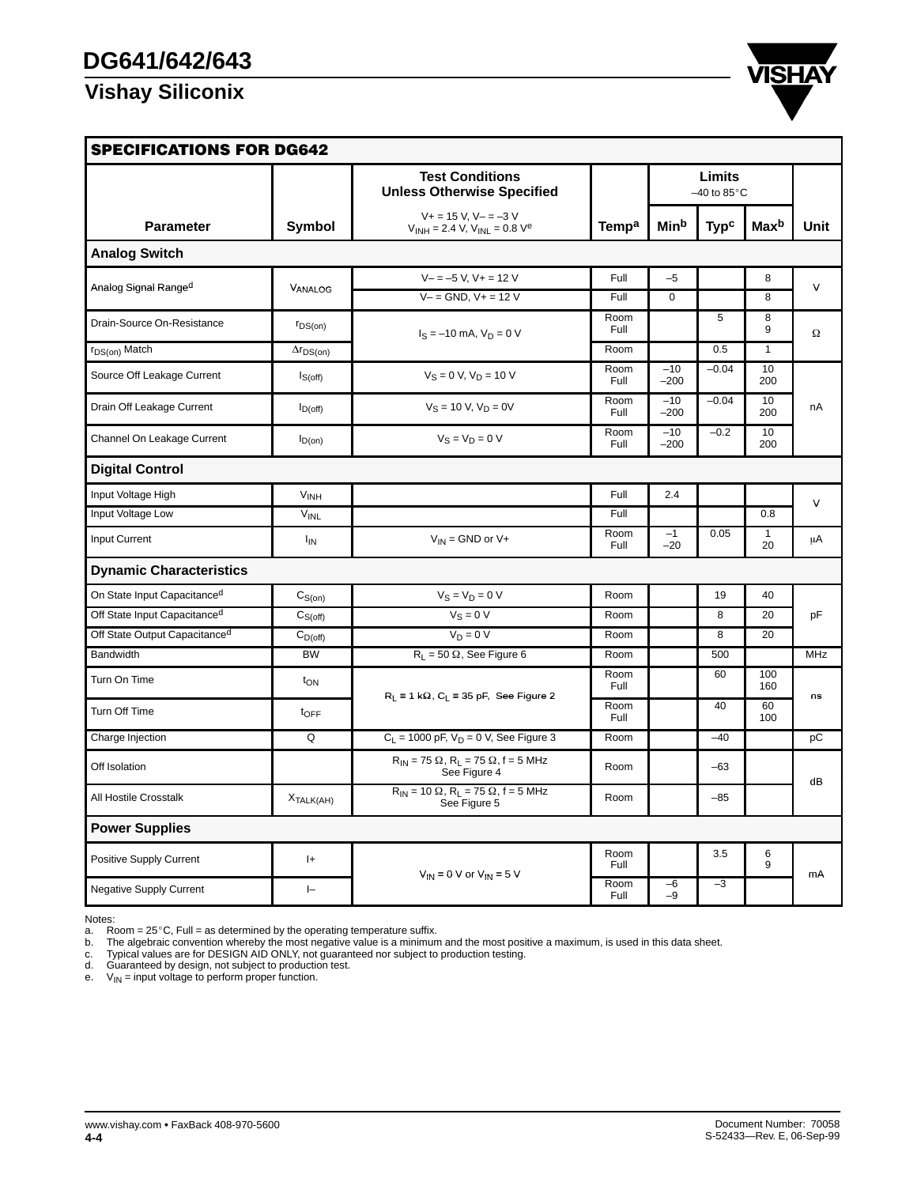## SPECIFICATIONS FOR DG642

| Parameter | Symbol | Test Conditions Unless Otherwise Specified V+ = 15 V, V– = –3 V $V_{INH}$ = 2.4 V, $V_{INL}$ = 0.8 V[e] | Temp[a] | Limits –40 to 85°C Min[b] | Typ[c] | Max[b] | Unit |
|---|---|---|---|---|---|---|---|
| **Analog Switch** | | | | | | | |
| Analog Signal Range[d] | $V_{ANALOG}$ | V– = –5 V, V+ = 12 V | Full | –5 | | 8 | V |
| | | V– = GND, V+ = 12 V | Full | 0 | | 8 | |
| Drain-Source On-Resistance | $r_{DS(on)}$ | $I_S$ = –10 mA, $V_D$ = 0 V | Room Full | | 5 | 8 9 | Ω |
| $r_{DS(on)}$ Match | $\Delta r_{DS(on)}$ | | Room | | 0.5 | 1 | |
| Source Off Leakage Current | $I_{S(off)}$ | $V_S$ = 0 V, $V_D$ = 10 V | Room Full | –10 –200 | –0.04 | 10 200 | nA |
| Drain Off Leakage Current | $I_{D(off)}$ | $V_S$ = 10 V, $V_D$ = 0V | Room Full | –10 –200 | –0.04 | 10 200 | |
| Channel On Leakage Current | $I_{D(on)}$ | $V_S$ = $V_D$ = 0 V | Room Full | –10 –200 | –0.2 | 10 200 | |
| **Digital Control** | | | | | | | |
| Input Voltage High | $V_{INH}$ | | Full | 2.4 | | | V |
| Input Voltage Low | $V_{INL}$ | | Full | | | 0.8 | |
| Input Current | $I_{IN}$ | $V_{IN}$ = GND or V+ | Room Full | –1 –20 | 0.05 | 1 20 | μA |
| **Dynamic Characteristics** | | | | | | | |
| On State Input Capacitance[d] | $C_{S(on)}$ | $V_S$ = $V_D$ = 0 V | Room | | 19 | 40 | pF |
| Off State Input Capacitance[d] | $C_{S(off)}$ | $V_S$ = 0 V | Room | | 8 | 20 | |
| Off State Output Capacitance[d] | $C_{D(off)}$ | $V_D$ = 0 V | Room | | 8 | 20 | |
| Bandwidth | BW | $R_L$ = 50 Ω, See Figure 6 | Room | | 500 | | MHz |
| Turn On Time | $t_{ON}$ | $R_L$ = 1 kΩ, $C_L$ = 35 pF, See Figure 2 | Room Full | | 60 | 100 160 | ns |
| Turn Off Time | $t_{OFF}$ | | Room Full | | 40 | 60 100 | |
| Charge Injection | Q | $C_L$ = 1000 pF, $V_D$ = 0 V, See Figure 3 | Room | | –40 | | pC |
| Off Isolation | | $R_{IN}$ = 75 Ω, $R_L$ = 75 Ω, f = 5 MHz See Figure 4 | Room | | –63 | | dB |
| All Hostile Crosstalk | $X_{TALK(AH)}$ | $R_{IN}$ = 10 Ω, $R_L$ = 75 Ω, f = 5 MHz See Figure 5 | Room | | –85 | | |
| **Power Supplies** | | | | | | | |
| Positive Supply Current | I+ | $V_{IN}$ = 0 V or $V_{IN}$ = 5 V | Room Full | | 3.5 | 6 9 | mA |
| Negative Supply Current | I– | | Room Full | –6 –9 | –3 | | |

Notes:
a. Room = 25°C, Full = as determined by the operating temperature suffix.
b. The algebraic convention whereby the most negative value is a minimum and the most positive a maximum, is used in this data sheet.
c. Typical values are for DESIGN AID ONLY, not guaranteed nor subject to production testing.
d. Guaranteed by design, not subject to production test.
e. $V_{IN}$ = input voltage to perform proper function.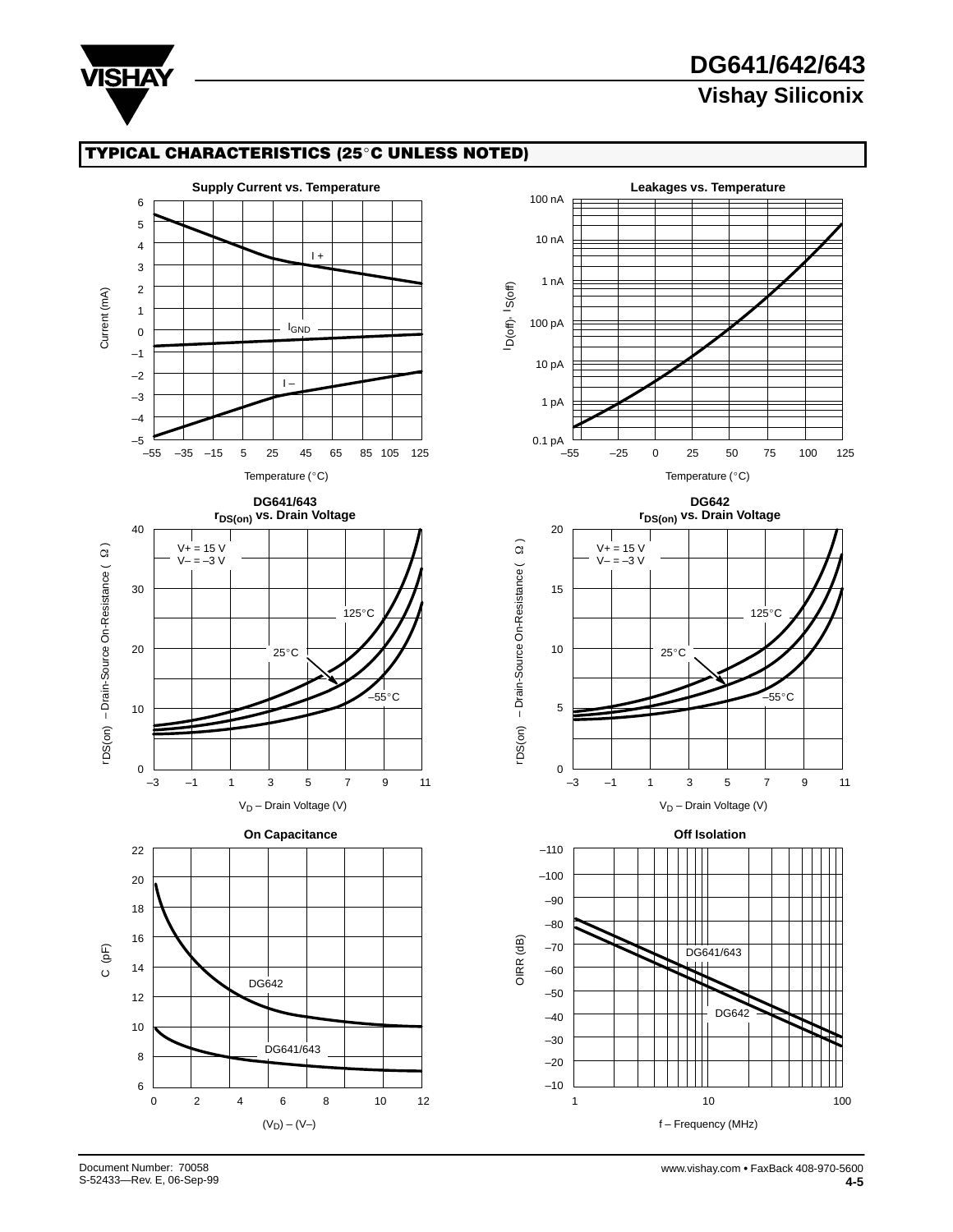## TYPICAL CHARACTERISTICS (25°C UNLESS NOTED)

**Supply Current vs. Temperature**

Current (mA) vs. Temperature (°C); curves: I+, $I_{GND}$, I–

**Leakages vs. Temperature**

$I_{D(off)}$, $I_{S(off)}$ vs. Temperature (°C)

**DG641/643 $r_{DS(on)}$ vs. Drain Voltage**

V+ = 15 V
V– = –3 V

$r_{DS(on)}$ – Drain-Source On-Resistance (Ω) vs. $V_D$ – Drain Voltage (V); curves: 125°C, 25°C, –55°C

**DG642 $r_{DS(on)}$ vs. Drain Voltage**

V+ = 15 V
V– = –3 V

$r_{DS(on)}$ – Drain-Source On-Resistance (Ω) vs. $V_D$ – Drain Voltage (V); curves: 125°C, 25°C, –55°C

**On Capacitance**

C (pF) vs. $(V_D)$ – (V–); curves: DG642, DG641/643

**Off Isolation**

OIRR (dB) vs. f – Frequency (MHz); curves: DG641/643, DG642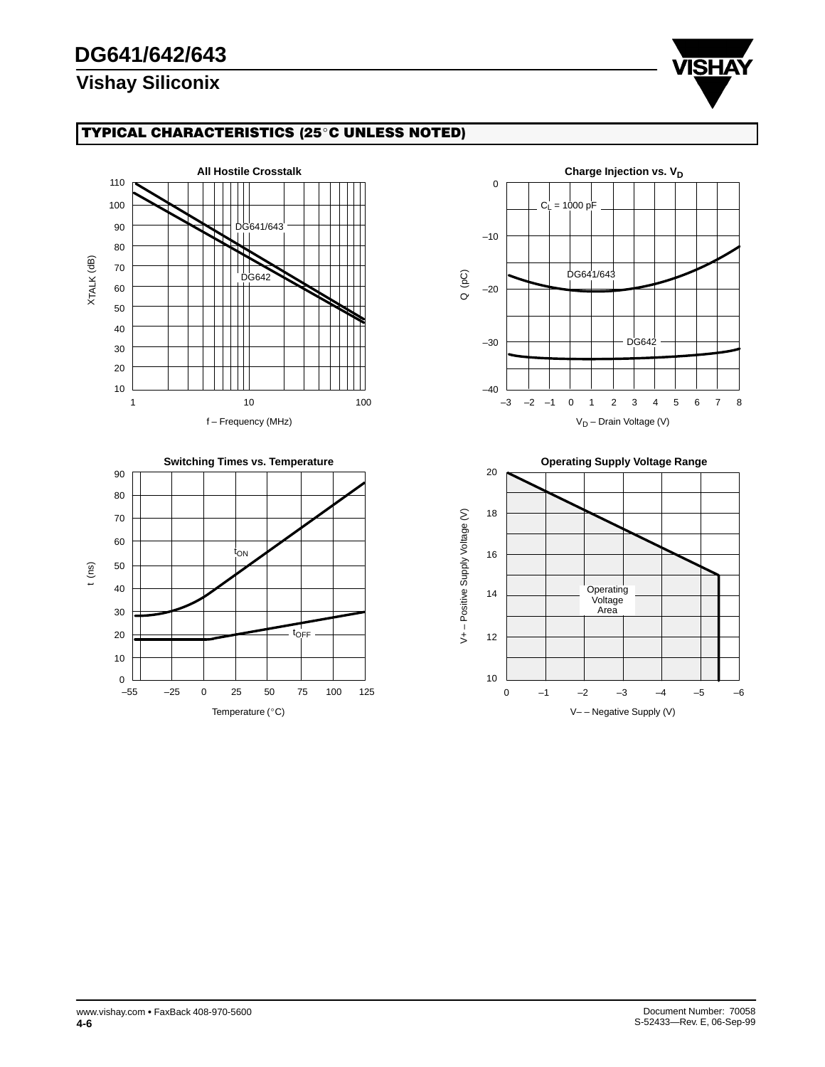## TYPICAL CHARACTERISTICS (25°C UNLESS NOTED)

**All Hostile Crosstalk**

$X_{TALK}$ (dB) vs. f – Frequency (MHz)

DG641/643

DG642

**Charge Injection vs. $V_D$**

Q (pC) vs. $V_D$ – Drain Voltage (V)

$C_L$ = 1000 pF

DG641/643

DG642

**Switching Times vs. Temperature**

t (ns) vs. Temperature (°C)

$t_{ON}$

$t_{OFF}$

**Operating Supply Voltage Range**

V+ – Positive Supply Voltage (V) vs. V– – Negative Supply (V)

Operating Voltage Area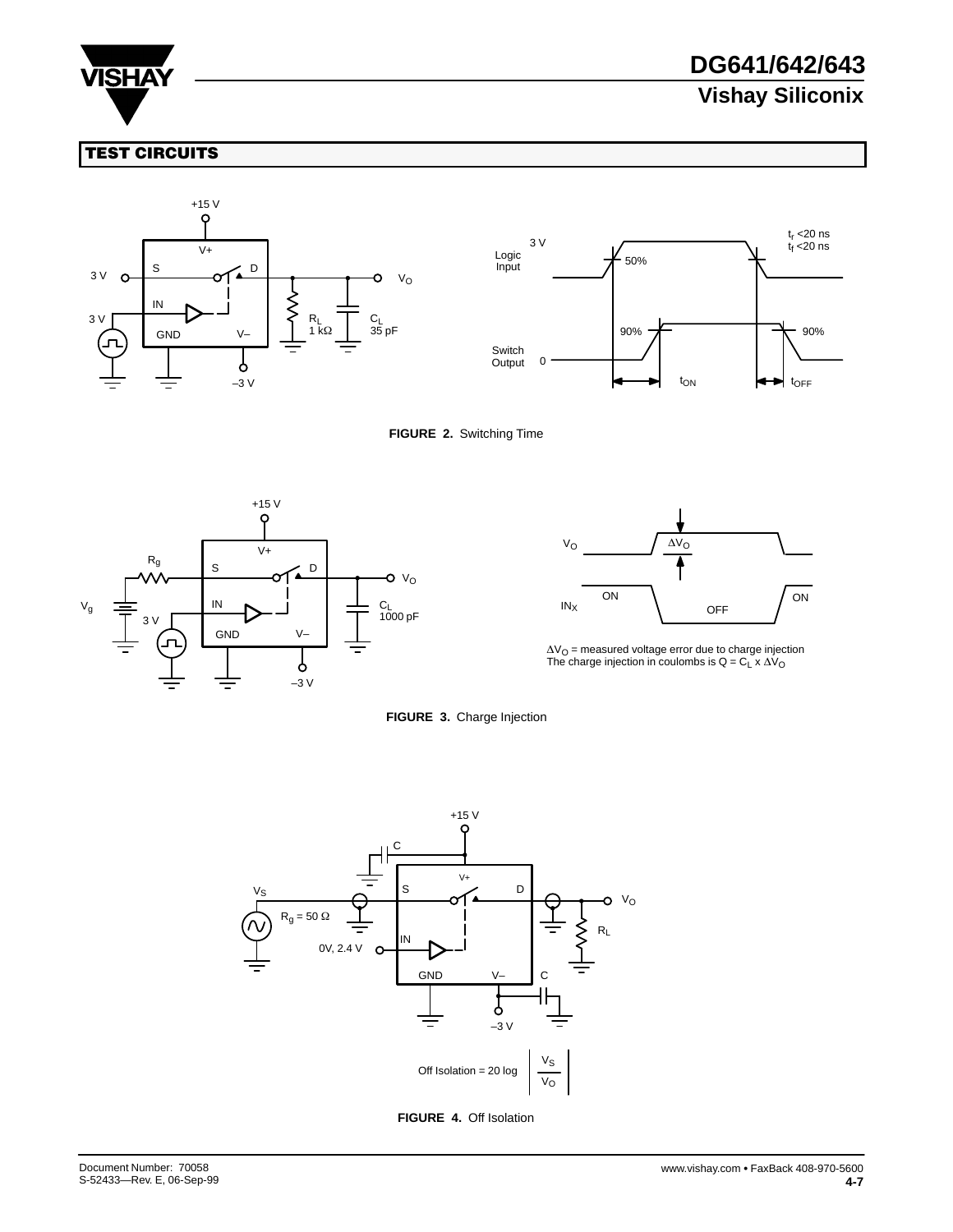## TEST CIRCUITS

+15 V

V+

S D

3 V

$V_O$

IN

3 V

$R_L$ 1 kΩ

$C_L$ 35 pF

GND V–

–3 V

Logic Input

3 V

50%

$t_r$ <20 ns
$t_f$ <20 ns

Switch Output

0

90% 90%

$t_{ON}$ $t_{OFF}$

**FIGURE 2.** Switching Time

+15 V

V+

$R_g$

S D

$V_O$

$V_g$

IN

3 V

$C_L$ 1000 pF

GND V–

–3 V

$V_O$

$\Delta V_O$

$IN_X$

ON OFF ON

$\Delta V_O$ = measured voltage error due to charge injection
The charge injection in coulombs is $Q = C_L \times \Delta V_O$

**FIGURE 3.** Charge Injection

+15 V

C

V+

$V_S$

S D

$V_O$

$R_g$ = 50 Ω

$R_L$

IN

0V, 2.4 V

GND V– C

–3 V

$$\text{Off Isolation} = 20 \log \left| \frac{V_S}{V_O} \right|$$

**FIGURE 4.** Off Isolation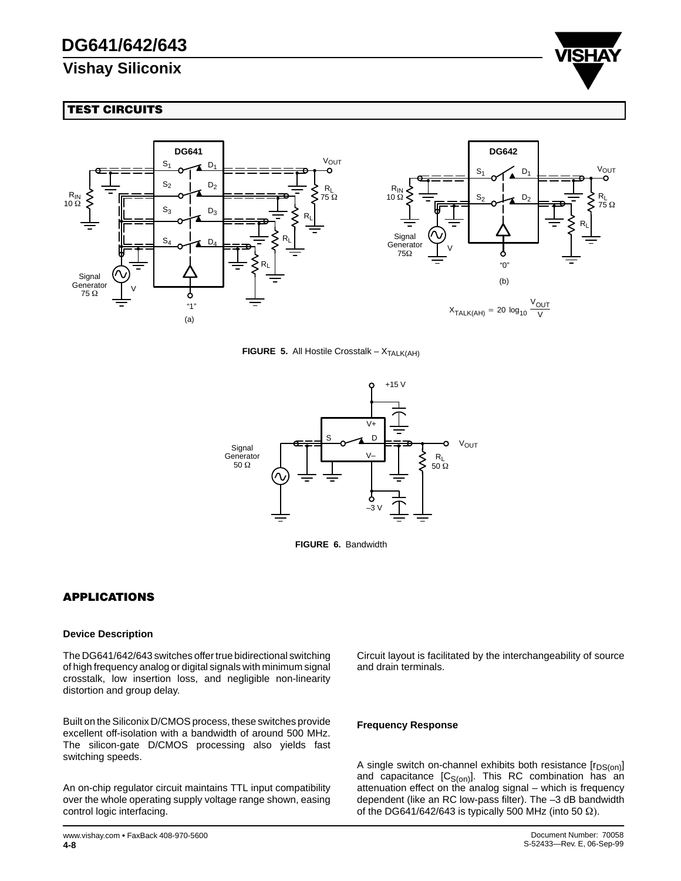## TEST CIRCUITS

$$X_{TALK(AH)} = 20 \log_{10} \frac{V_{OUT}}{V}$$

**FIGURE 5.** All Hostile Crosstalk – $X_{TALK(AH)}$

**FIGURE 6.** Bandwidth

## APPLICATIONS

### Device Description

The DG641/642/643 switches offer true bidirectional switching of high frequency analog or digital signals with minimum signal crosstalk, low insertion loss, and negligible non-linearity distortion and group delay.

Built on the Siliconix D/CMOS process, these switches provide excellent off-isolation with a bandwidth of around 500 MHz. The silicon-gate D/CMOS processing also yields fast switching speeds.

An on-chip regulator circuit maintains TTL input compatibility over the whole operating supply voltage range shown, easing control logic interfacing.

Circuit layout is facilitated by the interchangeability of source and drain terminals.

### Frequency Response

A single switch on-channel exhibits both resistance [$r_{DS(on)}$] and capacitance [$C_{S(on)}$]. This RC combination has an attenuation effect on the analog signal – which is frequency dependent (like an RC low-pass filter). The –3 dB bandwidth of the DG641/642/643 is typically 500 MHz (into 50 Ω).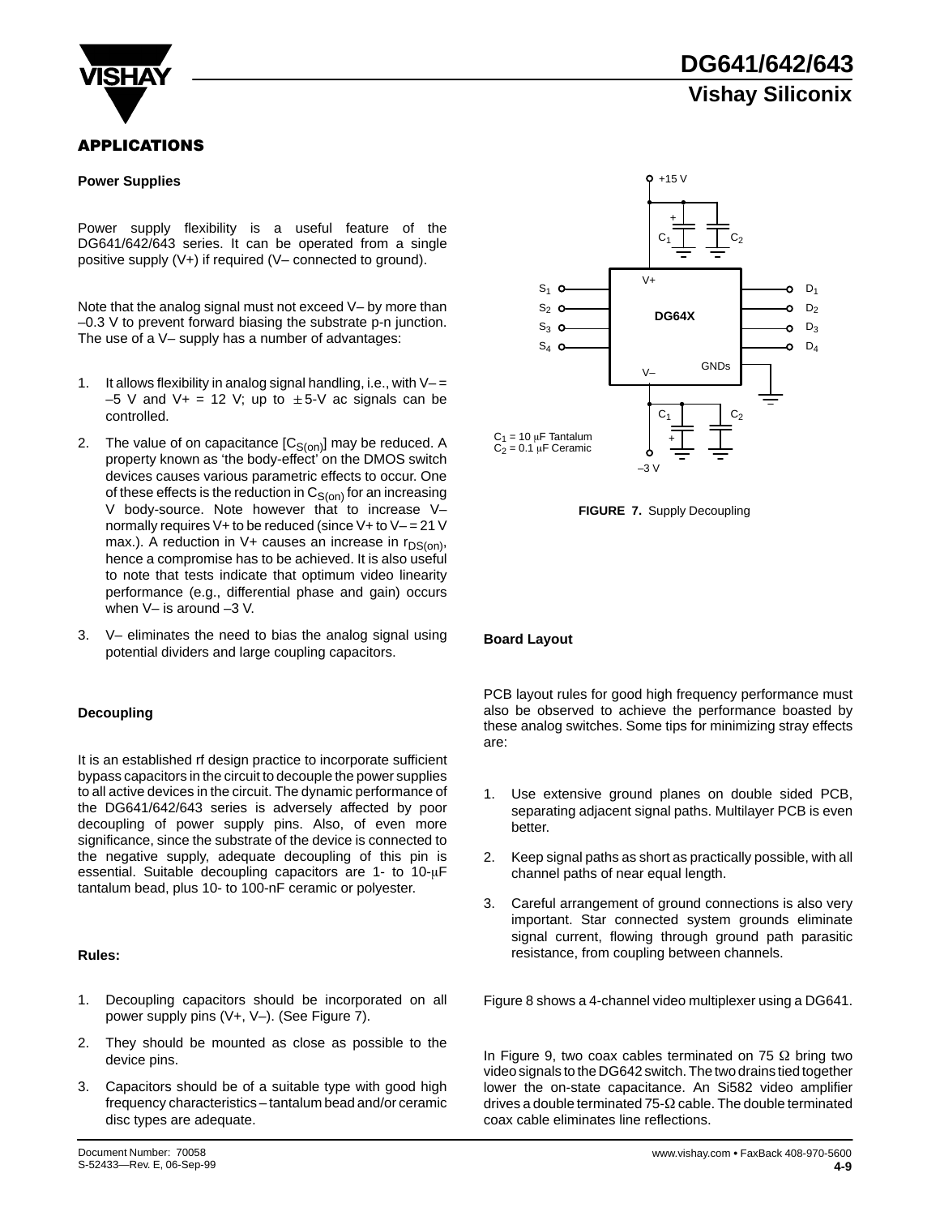## APPLICATIONS

### Power Supplies

Power supply flexibility is a useful feature of the DG641/642/643 series. It can be operated from a single positive supply (V+) if required (V– connected to ground).

Note that the analog signal must not exceed V– by more than –0.3 V to prevent forward biasing the substrate p-n junction. The use of a V– supply has a number of advantages:

1. It allows flexibility in analog signal handling, i.e., with V– = –5 V and V+ = 12 V; up to ±5-V ac signals can be controlled.
2. The value of on capacitance [$C_{S(on)}$] may be reduced. A property known as 'the body-effect' on the DMOS switch devices causes various parametric effects to occur. One of these effects is the reduction in $C_{S(on)}$ for an increasing V body-source. Note however that to increase V– normally requires V+ to be reduced (since V+ to V– = 21 V max.). A reduction in V+ causes an increase in $r_{DS(on)}$, hence a compromise has to be achieved. It is also useful to note that tests indicate that optimum video linearity performance (e.g., differential phase and gain) occurs when V– is around –3 V.
3. V– eliminates the need to bias the analog signal using potential dividers and large coupling capacitors.

### Decoupling

It is an established rf design practice to incorporate sufficient bypass capacitors in the circuit to decouple the power supplies to all active devices in the circuit. The dynamic performance of the DG641/642/643 series is adversely affected by poor decoupling of power supply pins. Also, of even more significance, since the substrate of the device is connected to the negative supply, adequate decoupling of this pin is essential. Suitable decoupling capacitors are 1- to 10-µF tantalum bead, plus 10- to 100-nF ceramic or polyester.

### Rules:

1. Decoupling capacitors should be incorporated on all power supply pins (V+, V–). (See Figure 7).
2. They should be mounted as close as possible to the device pins.
3. Capacitors should be of a suitable type with good high frequency characteristics – tantalum bead and/or ceramic disc types are adequate.

+15 V

$C_1$ $C_2$

V+

$S_1$ $S_2$ $S_3$ $S_4$

DG64X

$D_1$ $D_2$ $D_3$ $D_4$

V–

GNDs

$C_1$ = 10 µF Tantalum
$C_2$ = 0.1 µF Ceramic

–3 V

**FIGURE 7.** Supply Decoupling

### Board Layout

PCB layout rules for good high frequency performance must also be observed to achieve the performance boasted by these analog switches. Some tips for minimizing stray effects are:

1. Use extensive ground planes on double sided PCB, separating adjacent signal paths. Multilayer PCB is even better.
2. Keep signal paths as short as practically possible, with all channel paths of near equal length.
3. Careful arrangement of ground connections is also very important. Star connected system grounds eliminate signal current, flowing through ground path parasitic resistance, from coupling between channels.

Figure 8 shows a 4-channel video multiplexer using a DG641.

In Figure 9, two coax cables terminated on 75 Ω bring two video signals to the DG642 switch. The two drains tied together lower the on-state capacitance. An Si582 video amplifier drives a double terminated 75-Ω cable. The double terminated coax cable eliminates line reflections.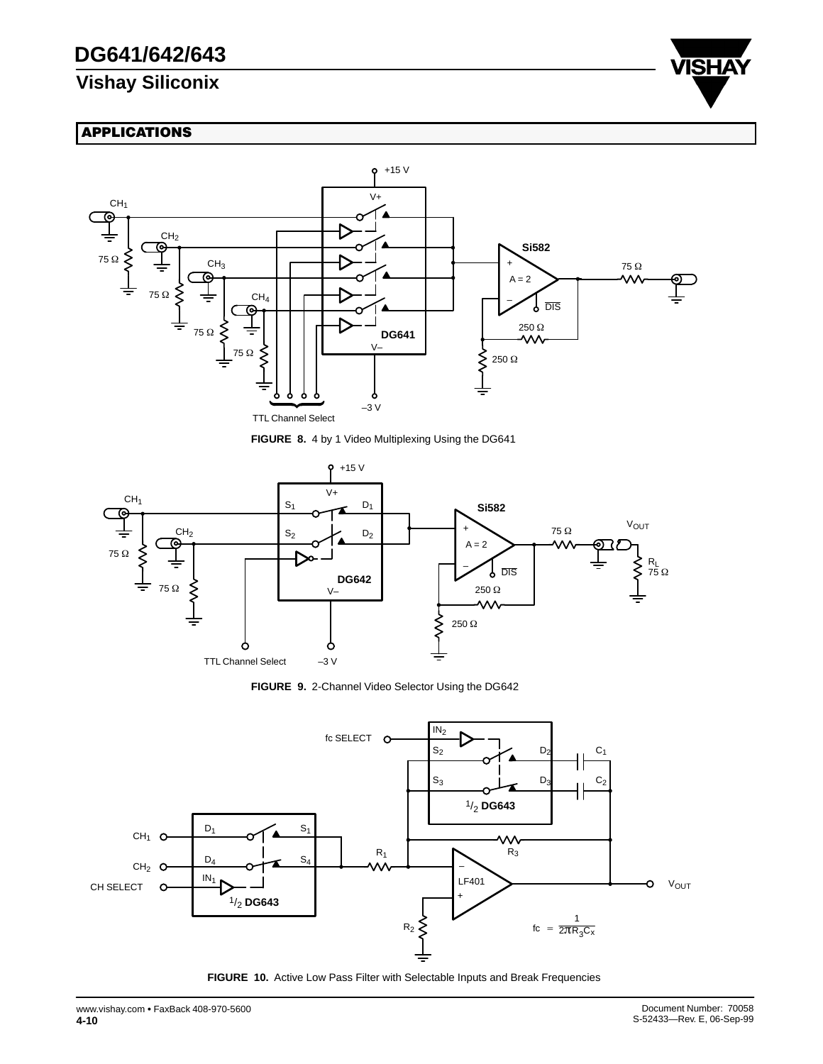## APPLICATIONS

+15 V
V+
CH1
CH2
Si582
75 Ω
CH3
+
75 Ω
A = 2
75 Ω
CH4
–
DIS
250 Ω
75 Ω
DG641
75 Ω
V–
250 Ω
–3 V
TTL Channel Select

**FIGURE 8.** 4 by 1 Video Multiplexing Using the DG641

+15 V
V+
CH1
S1
D1
Si582
CH2
S2
D2
+
75 Ω
VOUT
75 Ω
A = 2
RL
75 Ω
–
DIS
DG642
75 Ω
V–
250 Ω
250 Ω
TTL Channel Select
–3 V

**FIGURE 9.** 2-Channel Video Selector Using the DG642

IN2
fc SELECT
S2
D2
C1
S3
D3
C2
1/2 DG643
D1
S1
CH1
R3
R1
D4
S4
CH2
–
IN1
LF401
VOUT
CH SELECT
+
1/2 DG643
R2

$$fc = \frac{1}{2\pi R_3 C_x}$$

**FIGURE 10.** Active Low Pass Filter with Selectable Inputs and Break Frequencies